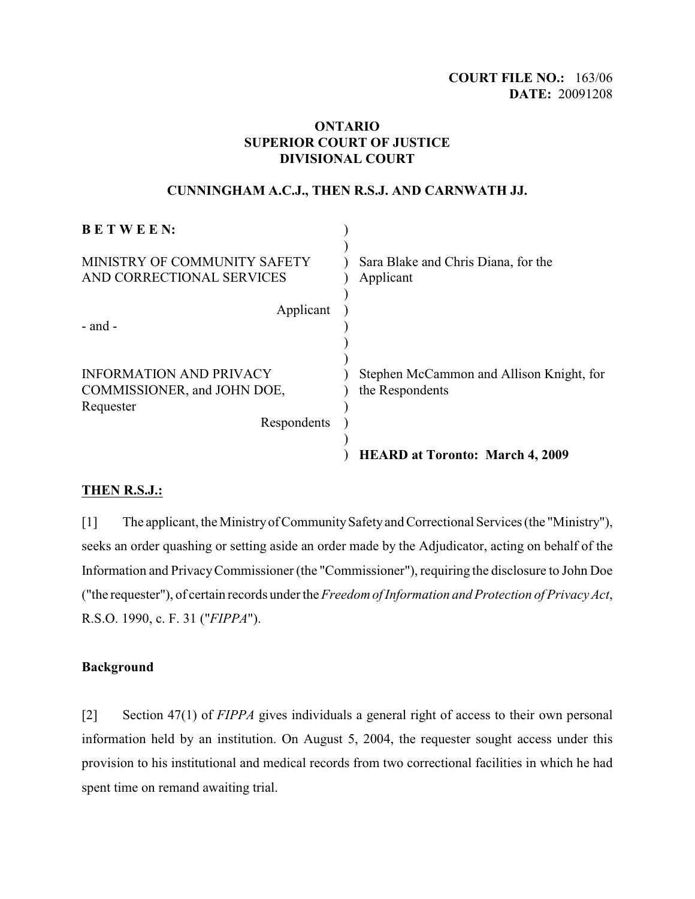**COURT FILE NO.:** 163/06
**DATE:** 20091208

**ONTARIO**
**SUPERIOR COURT OF JUSTICE**
**DIVISIONAL COURT**

**CUNNINGHAM A.C.J., THEN R.S.J. AND CARNWATH JJ.**

| | |
|---|---|
| **B E T W E E N:** | |
| MINISTRY OF COMMUNITY SAFETY AND CORRECTIONAL SERVICES<br>Applicant | Sara Blake and Chris Diana, for the Applicant |
| - and - | |
| INFORMATION AND PRIVACY COMMISSIONER, and JOHN DOE, Requester<br>Respondents | Stephen McCammon and Allison Knight, for the Respondents |
| | **HEARD at Toronto: March 4, 2009** |

**THEN R.S.J.:**

[1] The applicant, the Ministry of Community Safety and Correctional Services (the "Ministry"), seeks an order quashing or setting aside an order made by the Adjudicator, acting on behalf of the Information and Privacy Commissioner (the "Commissioner"), requiring the disclosure to John Doe ("the requester"), of certain records under the *Freedom of Information and Protection of Privacy Act*, R.S.O. 1990, c. F. 31 ("*FIPPA*").

**Background**

[2] Section 47(1) of *FIPPA* gives individuals a general right of access to their own personal information held by an institution. On August 5, 2004, the requester sought access under this provision to his institutional and medical records from two correctional facilities in which he had spent time on remand awaiting trial.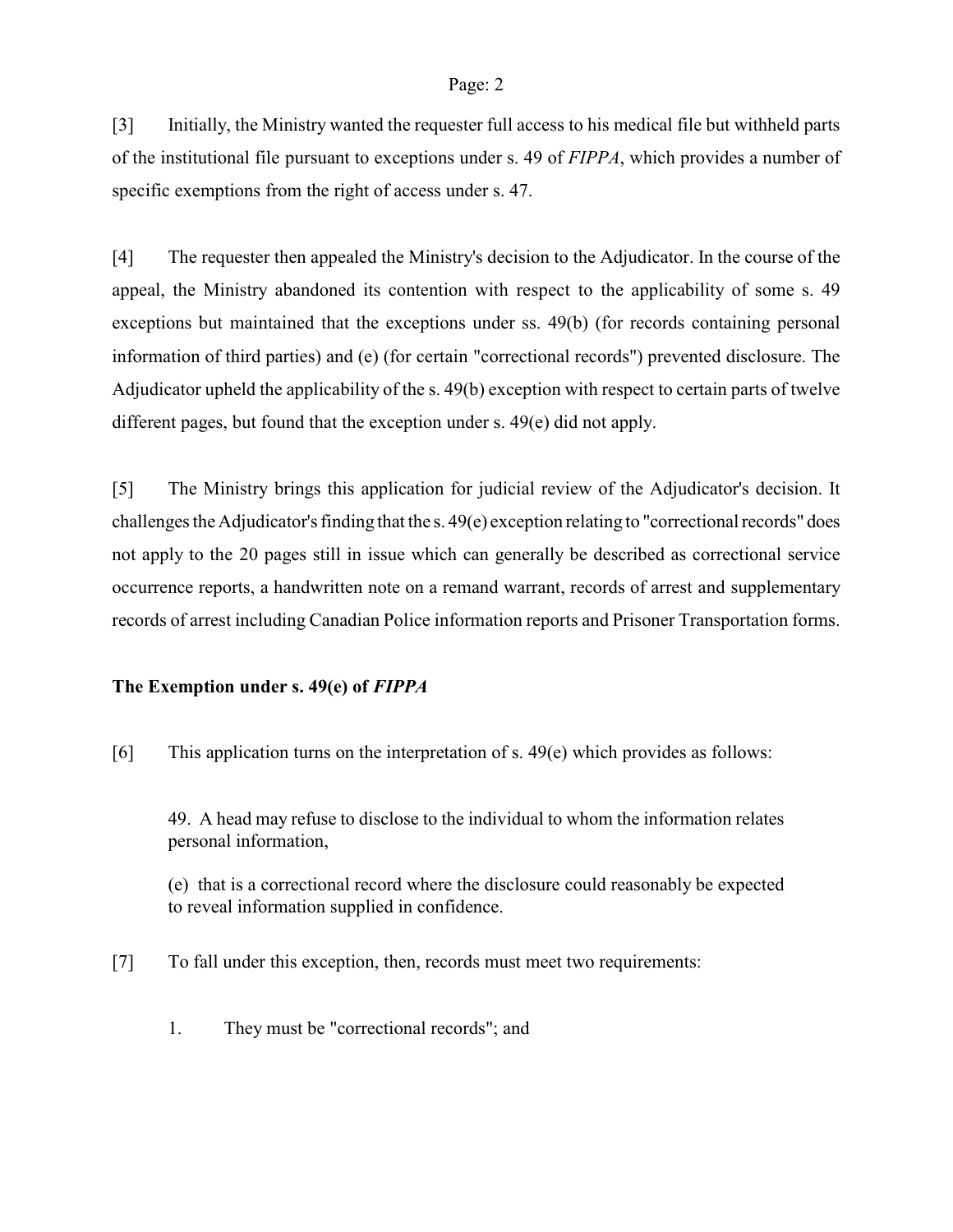[3] Initially, the Ministry wanted the requester full access to his medical file but withheld parts of the institutional file pursuant to exceptions under s. 49 of *FIPPA*, which provides a number of specific exemptions from the right of access under s. 47.

[4] The requester then appealed the Ministry's decision to the Adjudicator. In the course of the appeal, the Ministry abandoned its contention with respect to the applicability of some s. 49 exceptions but maintained that the exceptions under ss. 49(b) (for records containing personal information of third parties) and (e) (for certain "correctional records") prevented disclosure. The Adjudicator upheld the applicability of the s. 49(b) exception with respect to certain parts of twelve different pages, but found that the exception under s. 49(e) did not apply.

[5] The Ministry brings this application for judicial review of the Adjudicator's decision. It challenges the Adjudicator's finding that the s. 49(e) exception relating to "correctional records" does not apply to the 20 pages still in issue which can generally be described as correctional service occurrence reports, a handwritten note on a remand warrant, records of arrest and supplementary records of arrest including Canadian Police information reports and Prisoner Transportation forms.

**The Exemption under s. 49(e) of *FIPPA***

[6] This application turns on the interpretation of s. 49(e) which provides as follows:

> 49. A head may refuse to disclose to the individual to whom the information relates personal information,
>
> (e) that is a correctional record where the disclosure could reasonably be expected to reveal information supplied in confidence.

[7] To fall under this exception, then, records must meet two requirements:

1. They must be "correctional records"; and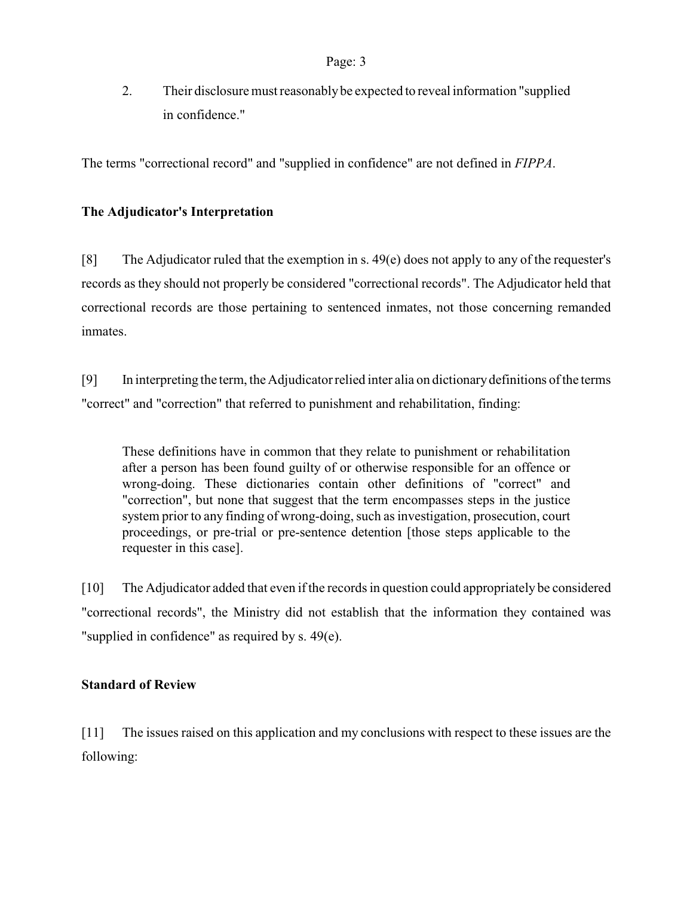2. Their disclosure must reasonably be expected to reveal information "supplied in confidence."

The terms "correctional record" and "supplied in confidence" are not defined in *FIPPA*.

**The Adjudicator's Interpretation**

[8] The Adjudicator ruled that the exemption in s. 49(e) does not apply to any of the requester's records as they should not properly be considered "correctional records". The Adjudicator held that correctional records are those pertaining to sentenced inmates, not those concerning remanded inmates.

[9] In interpreting the term, the Adjudicator relied inter alia on dictionary definitions of the terms "correct" and "correction" that referred to punishment and rehabilitation, finding:

> These definitions have in common that they relate to punishment or rehabilitation after a person has been found guilty of or otherwise responsible for an offence or wrong-doing. These dictionaries contain other definitions of "correct" and "correction", but none that suggest that the term encompasses steps in the justice system prior to any finding of wrong-doing, such as investigation, prosecution, court proceedings, or pre-trial or pre-sentence detention [those steps applicable to the requester in this case].

[10] The Adjudicator added that even if the records in question could appropriately be considered "correctional records", the Ministry did not establish that the information they contained was "supplied in confidence" as required by s. 49(e).

**Standard of Review**

[11] The issues raised on this application and my conclusions with respect to these issues are the following: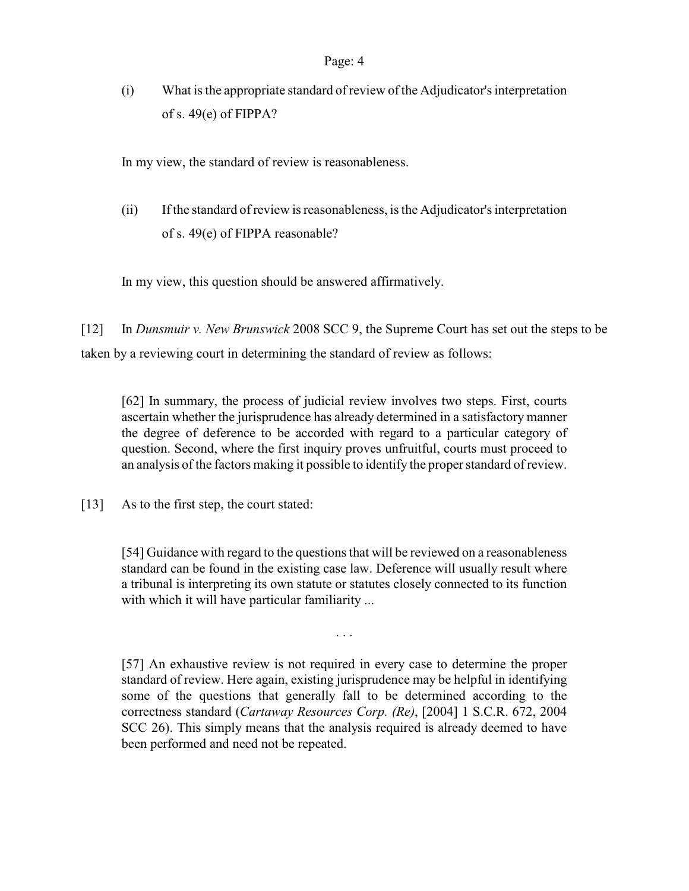(i) What is the appropriate standard of review of the Adjudicator's interpretation of s. 49(e) of FIPPA?

In my view, the standard of review is reasonableness.

(ii) If the standard of review is reasonableness, is the Adjudicator's interpretation of s. 49(e) of FIPPA reasonable?

In my view, this question should be answered affirmatively.

[12] In *Dunsmuir v. New Brunswick* 2008 SCC 9, the Supreme Court has set out the steps to be taken by a reviewing court in determining the standard of review as follows:

> [62] In summary, the process of judicial review involves two steps. First, courts ascertain whether the jurisprudence has already determined in a satisfactory manner the degree of deference to be accorded with regard to a particular category of question. Second, where the first inquiry proves unfruitful, courts must proceed to an analysis of the factors making it possible to identify the proper standard of review.

[13] As to the first step, the court stated:

> [54] Guidance with regard to the questions that will be reviewed on a reasonableness standard can be found in the existing case law. Deference will usually result where a tribunal is interpreting its own statute or statutes closely connected to its function with which it will have particular familiarity ...
>
> . . .
>
> [57] An exhaustive review is not required in every case to determine the proper standard of review. Here again, existing jurisprudence may be helpful in identifying some of the questions that generally fall to be determined according to the correctness standard (*Cartaway Resources Corp. (Re)*, [2004] 1 S.C.R. 672, 2004 SCC 26). This simply means that the analysis required is already deemed to have been performed and need not be repeated.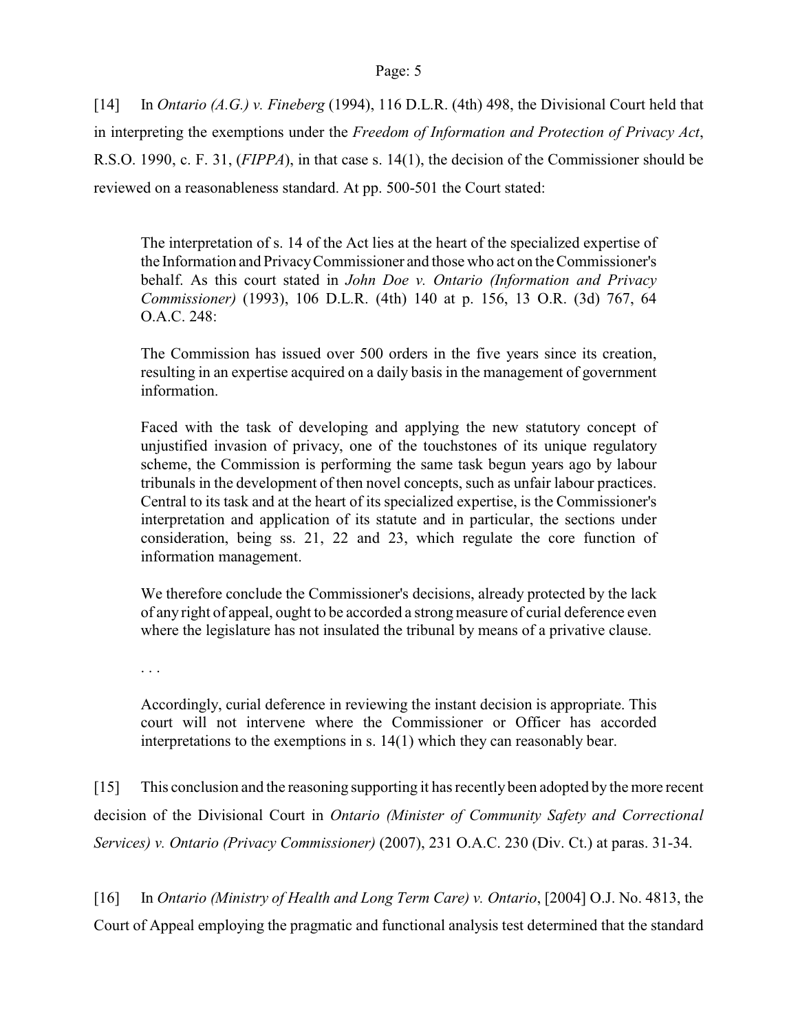[14] In *Ontario (A.G.) v. Fineberg* (1994), 116 D.L.R. (4th) 498, the Divisional Court held that in interpreting the exemptions under the *Freedom of Information and Protection of Privacy Act*, R.S.O. 1990, c. F. 31, (*FIPPA*), in that case s. 14(1), the decision of the Commissioner should be reviewed on a reasonableness standard. At pp. 500-501 the Court stated:

> The interpretation of s. 14 of the Act lies at the heart of the specialized expertise of the Information and Privacy Commissioner and those who act on the Commissioner's behalf. As this court stated in *John Doe v. Ontario (Information and Privacy Commissioner)* (1993), 106 D.L.R. (4th) 140 at p. 156, 13 O.R. (3d) 767, 64 O.A.C. 248:
>
> The Commission has issued over 500 orders in the five years since its creation, resulting in an expertise acquired on a daily basis in the management of government information.
>
> Faced with the task of developing and applying the new statutory concept of unjustified invasion of privacy, one of the touchstones of its unique regulatory scheme, the Commission is performing the same task begun years ago by labour tribunals in the development of then novel concepts, such as unfair labour practices. Central to its task and at the heart of its specialized expertise, is the Commissioner's interpretation and application of its statute and in particular, the sections under consideration, being ss. 21, 22 and 23, which regulate the core function of information management.
>
> We therefore conclude the Commissioner's decisions, already protected by the lack of any right of appeal, ought to be accorded a strong measure of curial deference even where the legislature has not insulated the tribunal by means of a privative clause.
>
> . . .
>
> Accordingly, curial deference in reviewing the instant decision is appropriate. This court will not intervene where the Commissioner or Officer has accorded interpretations to the exemptions in s. 14(1) which they can reasonably bear.

[15] This conclusion and the reasoning supporting it has recently been adopted by the more recent decision of the Divisional Court in *Ontario (Minister of Community Safety and Correctional Services) v. Ontario (Privacy Commissioner)* (2007), 231 O.A.C. 230 (Div. Ct.) at paras. 31-34.

[16] In *Ontario (Ministry of Health and Long Term Care) v. Ontario*, [2004] O.J. No. 4813, the Court of Appeal employing the pragmatic and functional analysis test determined that the standard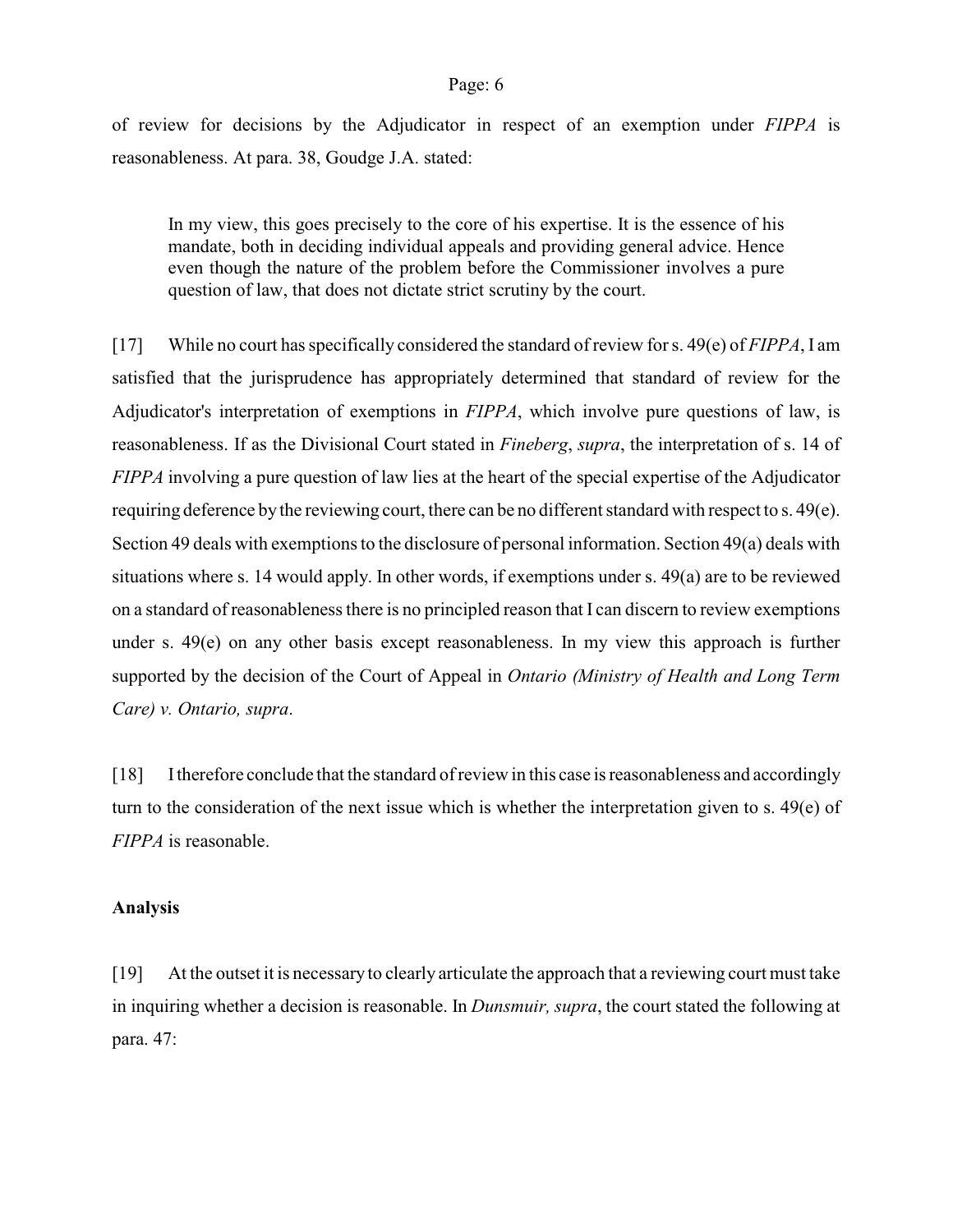of review for decisions by the Adjudicator in respect of an exemption under *FIPPA* is reasonableness. At para. 38, Goudge J.A. stated:

> In my view, this goes precisely to the core of his expertise. It is the essence of his mandate, both in deciding individual appeals and providing general advice. Hence even though the nature of the problem before the Commissioner involves a pure question of law, that does not dictate strict scrutiny by the court.

[17] While no court has specifically considered the standard of review for s. 49(e) of *FIPPA*, I am satisfied that the jurisprudence has appropriately determined that standard of review for the Adjudicator's interpretation of exemptions in *FIPPA*, which involve pure questions of law, is reasonableness. If as the Divisional Court stated in *Fineberg*, *supra*, the interpretation of s. 14 of *FIPPA* involving a pure question of law lies at the heart of the special expertise of the Adjudicator requiring deference by the reviewing court, there can be no different standard with respect to s. 49(e). Section 49 deals with exemptions to the disclosure of personal information. Section 49(a) deals with situations where s. 14 would apply. In other words, if exemptions under s. 49(a) are to be reviewed on a standard of reasonableness there is no principled reason that I can discern to review exemptions under s. 49(e) on any other basis except reasonableness. In my view this approach is further supported by the decision of the Court of Appeal in *Ontario (Ministry of Health and Long Term Care) v. Ontario, supra*.

[18] I therefore conclude that the standard of review in this case is reasonableness and accordingly turn to the consideration of the next issue which is whether the interpretation given to s. 49(e) of *FIPPA* is reasonable.

**Analysis**

[19] At the outset it is necessary to clearly articulate the approach that a reviewing court must take in inquiring whether a decision is reasonable. In *Dunsmuir, supra*, the court stated the following at para. 47: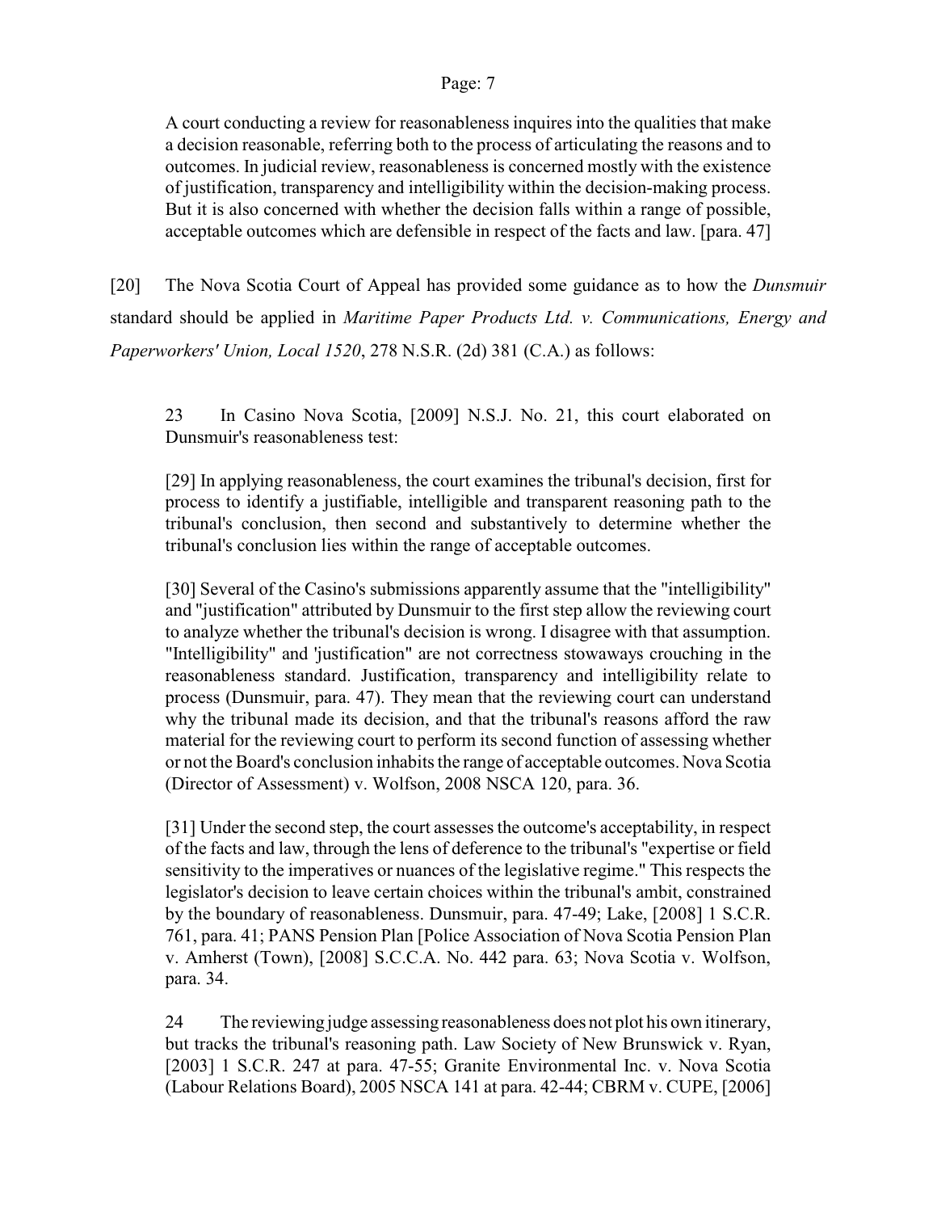> A court conducting a review for reasonableness inquires into the qualities that make a decision reasonable, referring both to the process of articulating the reasons and to outcomes. In judicial review, reasonableness is concerned mostly with the existence of justification, transparency and intelligibility within the decision-making process. But it is also concerned with whether the decision falls within a range of possible, acceptable outcomes which are defensible in respect of the facts and law. [para. 47]

[20] The Nova Scotia Court of Appeal has provided some guidance as to how the *Dunsmuir* standard should be applied in *Maritime Paper Products Ltd. v. Communications, Energy and Paperworkers' Union, Local 1520*, 278 N.S.R. (2d) 381 (C.A.) as follows:

> 23 In Casino Nova Scotia, [2009] N.S.J. No. 21, this court elaborated on Dunsmuir's reasonableness test:
>
> [29] In applying reasonableness, the court examines the tribunal's decision, first for process to identify a justifiable, intelligible and transparent reasoning path to the tribunal's conclusion, then second and substantively to determine whether the tribunal's conclusion lies within the range of acceptable outcomes.
>
> [30] Several of the Casino's submissions apparently assume that the "intelligibility" and "justification" attributed by Dunsmuir to the first step allow the reviewing court to analyze whether the tribunal's decision is wrong. I disagree with that assumption. "Intelligibility" and 'justification" are not correctness stowaways crouching in the reasonableness standard. Justification, transparency and intelligibility relate to process (Dunsmuir, para. 47). They mean that the reviewing court can understand why the tribunal made its decision, and that the tribunal's reasons afford the raw material for the reviewing court to perform its second function of assessing whether or not the Board's conclusion inhabits the range of acceptable outcomes. Nova Scotia (Director of Assessment) v. Wolfson, 2008 NSCA 120, para. 36.
>
> [31] Under the second step, the court assesses the outcome's acceptability, in respect of the facts and law, through the lens of deference to the tribunal's "expertise or field sensitivity to the imperatives or nuances of the legislative regime." This respects the legislator's decision to leave certain choices within the tribunal's ambit, constrained by the boundary of reasonableness. Dunsmuir, para. 47-49; Lake, [2008] 1 S.C.R. 761, para. 41; PANS Pension Plan [Police Association of Nova Scotia Pension Plan v. Amherst (Town), [2008] S.C.C.A. No. 442 para. 63; Nova Scotia v. Wolfson, para. 34.
>
> 24 The reviewing judge assessing reasonableness does not plot his own itinerary, but tracks the tribunal's reasoning path. Law Society of New Brunswick v. Ryan, [2003] 1 S.C.R. 247 at para. 47-55; Granite Environmental Inc. v. Nova Scotia (Labour Relations Board), 2005 NSCA 141 at para. 42-44; CBRM v. CUPE, [2006]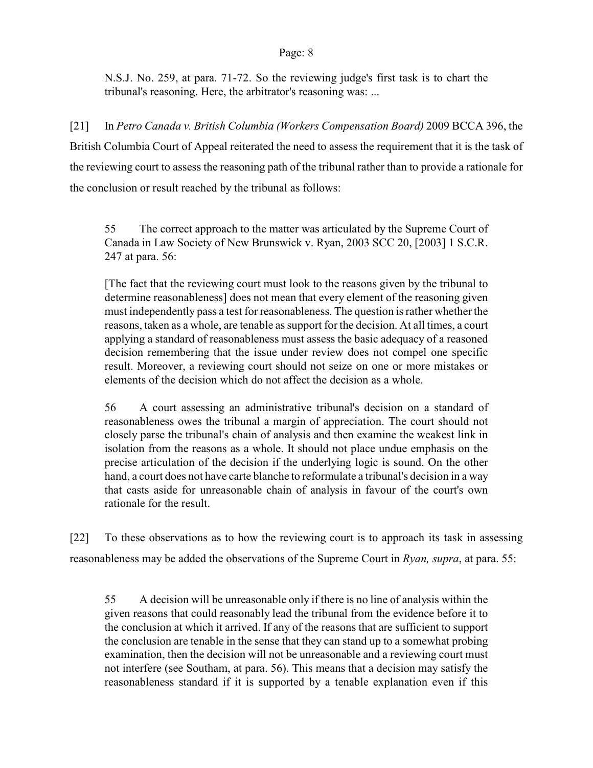N.S.J. No. 259, at para. 71-72. So the reviewing judge's first task is to chart the tribunal's reasoning. Here, the arbitrator's reasoning was: ...

[21] In *Petro Canada v. British Columbia (Workers Compensation Board)* 2009 BCCA 396, the British Columbia Court of Appeal reiterated the need to assess the requirement that it is the task of the reviewing court to assess the reasoning path of the tribunal rather than to provide a rationale for the conclusion or result reached by the tribunal as follows:

> 55 The correct approach to the matter was articulated by the Supreme Court of Canada in Law Society of New Brunswick v. Ryan, 2003 SCC 20, [2003] 1 S.C.R. 247 at para. 56:
>
> [The fact that the reviewing court must look to the reasons given by the tribunal to determine reasonableness] does not mean that every element of the reasoning given must independently pass a test for reasonableness. The question is rather whether the reasons, taken as a whole, are tenable as support for the decision. At all times, a court applying a standard of reasonableness must assess the basic adequacy of a reasoned decision remembering that the issue under review does not compel one specific result. Moreover, a reviewing court should not seize on one or more mistakes or elements of the decision which do not affect the decision as a whole.
>
> 56 A court assessing an administrative tribunal's decision on a standard of reasonableness owes the tribunal a margin of appreciation. The court should not closely parse the tribunal's chain of analysis and then examine the weakest link in isolation from the reasons as a whole. It should not place undue emphasis on the precise articulation of the decision if the underlying logic is sound. On the other hand, a court does not have carte blanche to reformulate a tribunal's decision in a way that casts aside for unreasonable chain of analysis in favour of the court's own rationale for the result.

[22] To these observations as to how the reviewing court is to approach its task in assessing reasonableness may be added the observations of the Supreme Court in *Ryan, supra*, at para. 55:

> 55 A decision will be unreasonable only if there is no line of analysis within the given reasons that could reasonably lead the tribunal from the evidence before it to the conclusion at which it arrived. If any of the reasons that are sufficient to support the conclusion are tenable in the sense that they can stand up to a somewhat probing examination, then the decision will not be unreasonable and a reviewing court must not interfere (see Southam, at para. 56). This means that a decision may satisfy the reasonableness standard if it is supported by a tenable explanation even if this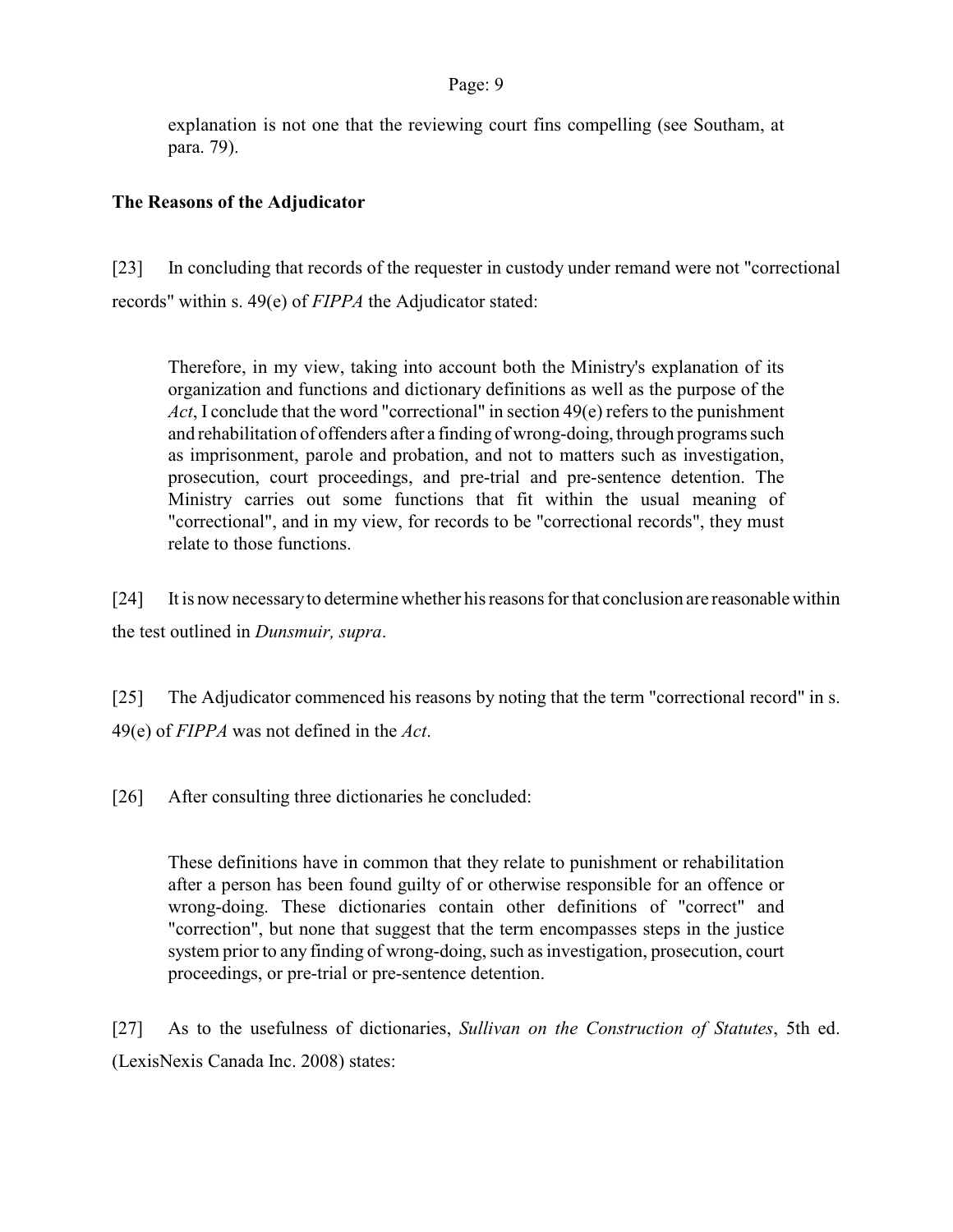> explanation is not one that the reviewing court fins compelling (see Southam, at para. 79).

**The Reasons of the Adjudicator**

[23] In concluding that records of the requester in custody under remand were not "correctional records" within s. 49(e) of *FIPPA* the Adjudicator stated:

> Therefore, in my view, taking into account both the Ministry's explanation of its organization and functions and dictionary definitions as well as the purpose of the *Act*, I conclude that the word "correctional" in section 49(e) refers to the punishment and rehabilitation of offenders after a finding of wrong-doing, through programs such as imprisonment, parole and probation, and not to matters such as investigation, prosecution, court proceedings, and pre-trial and pre-sentence detention. The Ministry carries out some functions that fit within the usual meaning of "correctional", and in my view, for records to be "correctional records", they must relate to those functions.

[24] It is now necessary to determine whether his reasons for that conclusion are reasonable within the test outlined in *Dunsmuir, supra*.

[25] The Adjudicator commenced his reasons by noting that the term "correctional record" in s. 49(e) of *FIPPA* was not defined in the *Act*.

[26] After consulting three dictionaries he concluded:

> These definitions have in common that they relate to punishment or rehabilitation after a person has been found guilty of or otherwise responsible for an offence or wrong-doing. These dictionaries contain other definitions of "correct" and "correction", but none that suggest that the term encompasses steps in the justice system prior to any finding of wrong-doing, such as investigation, prosecution, court proceedings, or pre-trial or pre-sentence detention.

[27] As to the usefulness of dictionaries, *Sullivan on the Construction of Statutes*, 5th ed. (LexisNexis Canada Inc. 2008) states: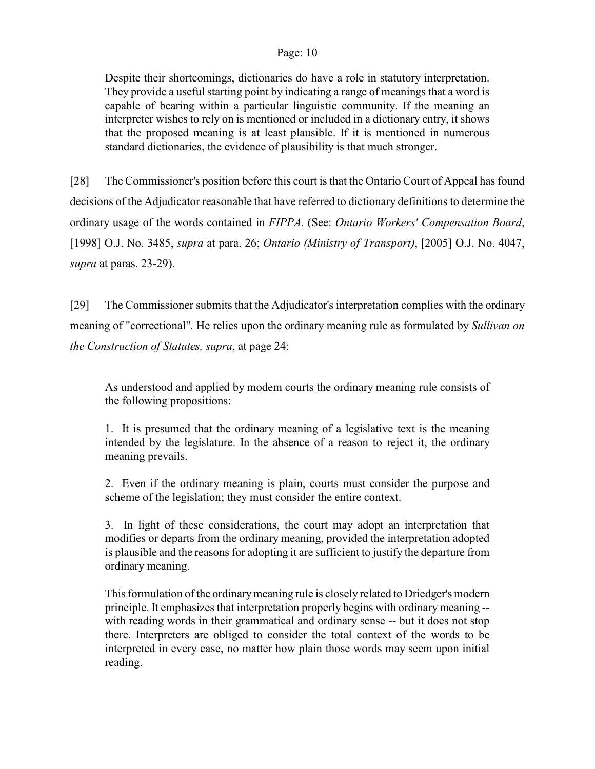> Despite their shortcomings, dictionaries do have a role in statutory interpretation. They provide a useful starting point by indicating a range of meanings that a word is capable of bearing within a particular linguistic community. If the meaning an interpreter wishes to rely on is mentioned or included in a dictionary entry, it shows that the proposed meaning is at least plausible. If it is mentioned in numerous standard dictionaries, the evidence of plausibility is that much stronger.

[28] The Commissioner's position before this court is that the Ontario Court of Appeal has found decisions of the Adjudicator reasonable that have referred to dictionary definitions to determine the ordinary usage of the words contained in *FIPPA*. (See: *Ontario Workers' Compensation Board*, [1998] O.J. No. 3485, *supra* at para. 26; *Ontario (Ministry of Transport)*, [2005] O.J. No. 4047, *supra* at paras. 23-29).

[29] The Commissioner submits that the Adjudicator's interpretation complies with the ordinary meaning of "correctional". He relies upon the ordinary meaning rule as formulated by *Sullivan on the Construction of Statutes, supra*, at page 24:

> As understood and applied by modem courts the ordinary meaning rule consists of the following propositions:
>
> 1. It is presumed that the ordinary meaning of a legislative text is the meaning intended by the legislature. In the absence of a reason to reject it, the ordinary meaning prevails.
>
> 2. Even if the ordinary meaning is plain, courts must consider the purpose and scheme of the legislation; they must consider the entire context.
>
> 3. In light of these considerations, the court may adopt an interpretation that modifies or departs from the ordinary meaning, provided the interpretation adopted is plausible and the reasons for adopting it are sufficient to justify the departure from ordinary meaning.
>
> This formulation of the ordinary meaning rule is closely related to Driedger's modern principle. It emphasizes that interpretation properly begins with ordinary meaning -- with reading words in their grammatical and ordinary sense -- but it does not stop there. Interpreters are obliged to consider the total context of the words to be interpreted in every case, no matter how plain those words may seem upon initial reading.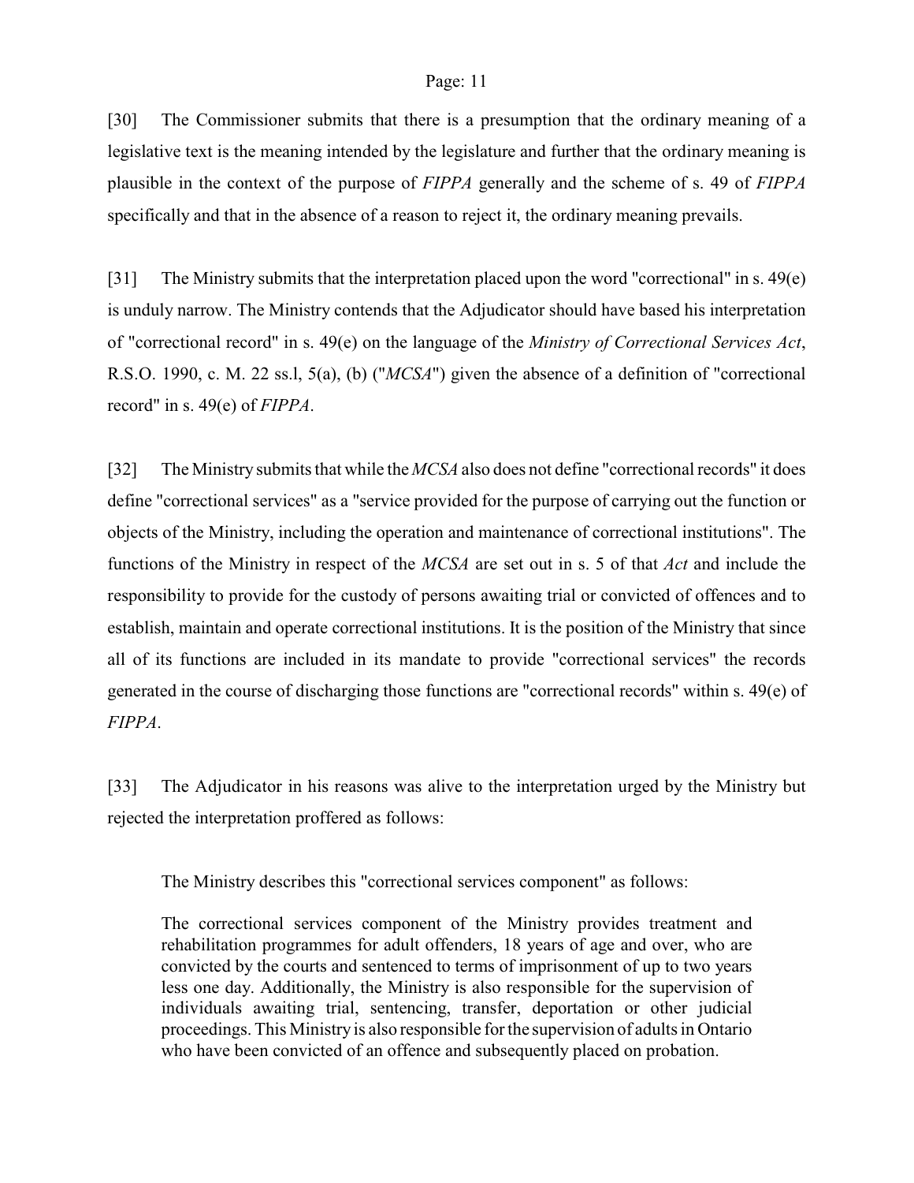[30] The Commissioner submits that there is a presumption that the ordinary meaning of a legislative text is the meaning intended by the legislature and further that the ordinary meaning is plausible in the context of the purpose of *FIPPA* generally and the scheme of s. 49 of *FIPPA* specifically and that in the absence of a reason to reject it, the ordinary meaning prevails.

[31] The Ministry submits that the interpretation placed upon the word "correctional" in s. 49(e) is unduly narrow. The Ministry contends that the Adjudicator should have based his interpretation of "correctional record" in s. 49(e) on the language of the *Ministry of Correctional Services Act*, R.S.O. 1990, c. M. 22 ss.l, 5(a), (b) ("*MCSA*") given the absence of a definition of "correctional record" in s. 49(e) of *FIPPA*.

[32] The Ministry submits that while the *MCSA* also does not define "correctional records" it does define "correctional services" as a "service provided for the purpose of carrying out the function or objects of the Ministry, including the operation and maintenance of correctional institutions". The functions of the Ministry in respect of the *MCSA* are set out in s. 5 of that *Act* and include the responsibility to provide for the custody of persons awaiting trial or convicted of offences and to establish, maintain and operate correctional institutions. It is the position of the Ministry that since all of its functions are included in its mandate to provide "correctional services" the records generated in the course of discharging those functions are "correctional records" within s. 49(e) of *FIPPA*.

[33] The Adjudicator in his reasons was alive to the interpretation urged by the Ministry but rejected the interpretation proffered as follows:

> The Ministry describes this "correctional services component" as follows:
>
> The correctional services component of the Ministry provides treatment and rehabilitation programmes for adult offenders, 18 years of age and over, who are convicted by the courts and sentenced to terms of imprisonment of up to two years less one day. Additionally, the Ministry is also responsible for the supervision of individuals awaiting trial, sentencing, transfer, deportation or other judicial proceedings. This Ministry is also responsible for the supervision of adults in Ontario who have been convicted of an offence and subsequently placed on probation.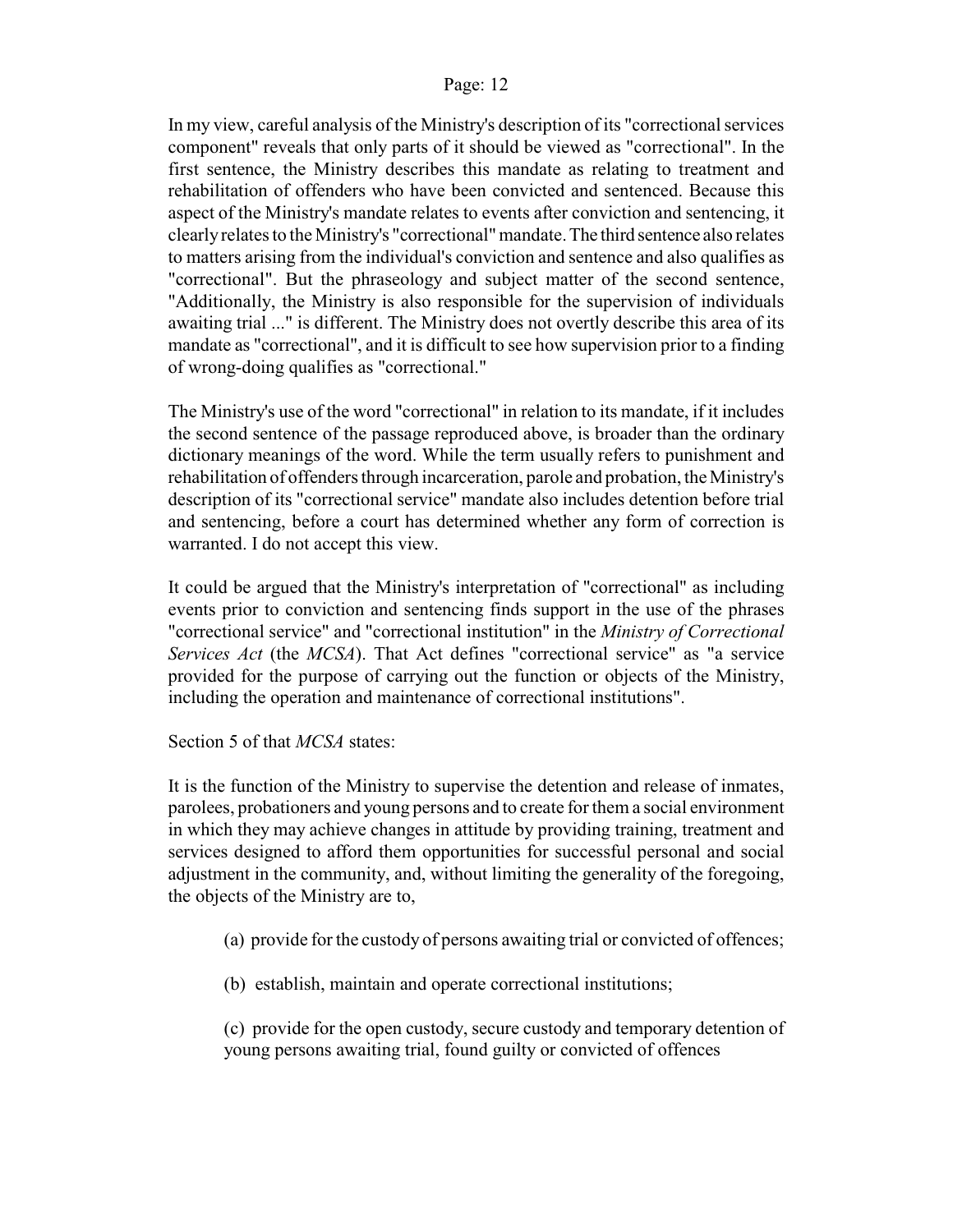In my view, careful analysis of the Ministry's description of its "correctional services component" reveals that only parts of it should be viewed as "correctional". In the first sentence, the Ministry describes this mandate as relating to treatment and rehabilitation of offenders who have been convicted and sentenced. Because this aspect of the Ministry's mandate relates to events after conviction and sentencing, it clearly relates to the Ministry's "correctional" mandate. The third sentence also relates to matters arising from the individual's conviction and sentence and also qualifies as "correctional". But the phraseology and subject matter of the second sentence, "Additionally, the Ministry is also responsible for the supervision of individuals awaiting trial ..." is different. The Ministry does not overtly describe this area of its mandate as "correctional", and it is difficult to see how supervision prior to a finding of wrong-doing qualifies as "correctional."

The Ministry's use of the word "correctional" in relation to its mandate, if it includes the second sentence of the passage reproduced above, is broader than the ordinary dictionary meanings of the word. While the term usually refers to punishment and rehabilitation of offenders through incarceration, parole and probation, the Ministry's description of its "correctional service" mandate also includes detention before trial and sentencing, before a court has determined whether any form of correction is warranted. I do not accept this view.

It could be argued that the Ministry's interpretation of "correctional" as including events prior to conviction and sentencing finds support in the use of the phrases "correctional service" and "correctional institution" in the *Ministry of Correctional Services Act* (the *MCSA*). That Act defines "correctional service" as "a service provided for the purpose of carrying out the function or objects of the Ministry, including the operation and maintenance of correctional institutions".

Section 5 of that *MCSA* states:

It is the function of the Ministry to supervise the detention and release of inmates, parolees, probationers and young persons and to create for them a social environment in which they may achieve changes in attitude by providing training, treatment and services designed to afford them opportunities for successful personal and social adjustment in the community, and, without limiting the generality of the foregoing, the objects of the Ministry are to,

> (a) provide for the custody of persons awaiting trial or convicted of offences;
>
> (b) establish, maintain and operate correctional institutions;
>
> (c) provide for the open custody, secure custody and temporary detention of young persons awaiting trial, found guilty or convicted of offences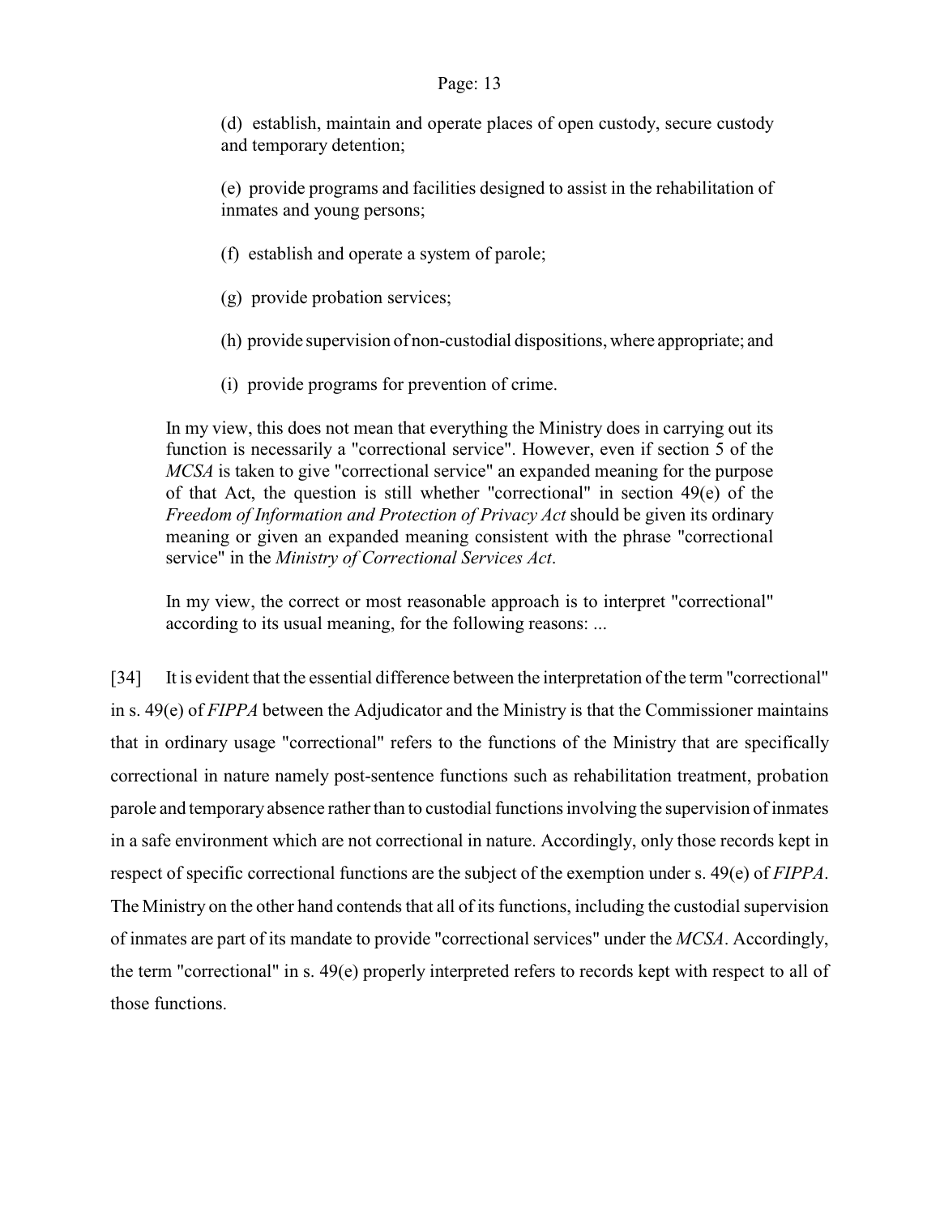> (d) establish, maintain and operate places of open custody, secure custody and temporary detention;
>
> (e) provide programs and facilities designed to assist in the rehabilitation of inmates and young persons;
>
> (f) establish and operate a system of parole;
>
> (g) provide probation services;
>
> (h) provide supervision of non-custodial dispositions, where appropriate; and
>
> (i) provide programs for prevention of crime.
>
> In my view, this does not mean that everything the Ministry does in carrying out its function is necessarily a "correctional service". However, even if section 5 of the *MCSA* is taken to give "correctional service" an expanded meaning for the purpose of that Act, the question is still whether "correctional" in section 49(e) of the *Freedom of Information and Protection of Privacy Act* should be given its ordinary meaning or given an expanded meaning consistent with the phrase "correctional service" in the *Ministry of Correctional Services Act*.
>
> In my view, the correct or most reasonable approach is to interpret "correctional" according to its usual meaning, for the following reasons: ...

[34] It is evident that the essential difference between the interpretation of the term "correctional" in s. 49(e) of *FIPPA* between the Adjudicator and the Ministry is that the Commissioner maintains that in ordinary usage "correctional" refers to the functions of the Ministry that are specifically correctional in nature namely post-sentence functions such as rehabilitation treatment, probation parole and temporary absence rather than to custodial functions involving the supervision of inmates in a safe environment which are not correctional in nature. Accordingly, only those records kept in respect of specific correctional functions are the subject of the exemption under s. 49(e) of *FIPPA*. The Ministry on the other hand contends that all of its functions, including the custodial supervision of inmates are part of its mandate to provide "correctional services" under the *MCSA*. Accordingly, the term "correctional" in s. 49(e) properly interpreted refers to records kept with respect to all of those functions.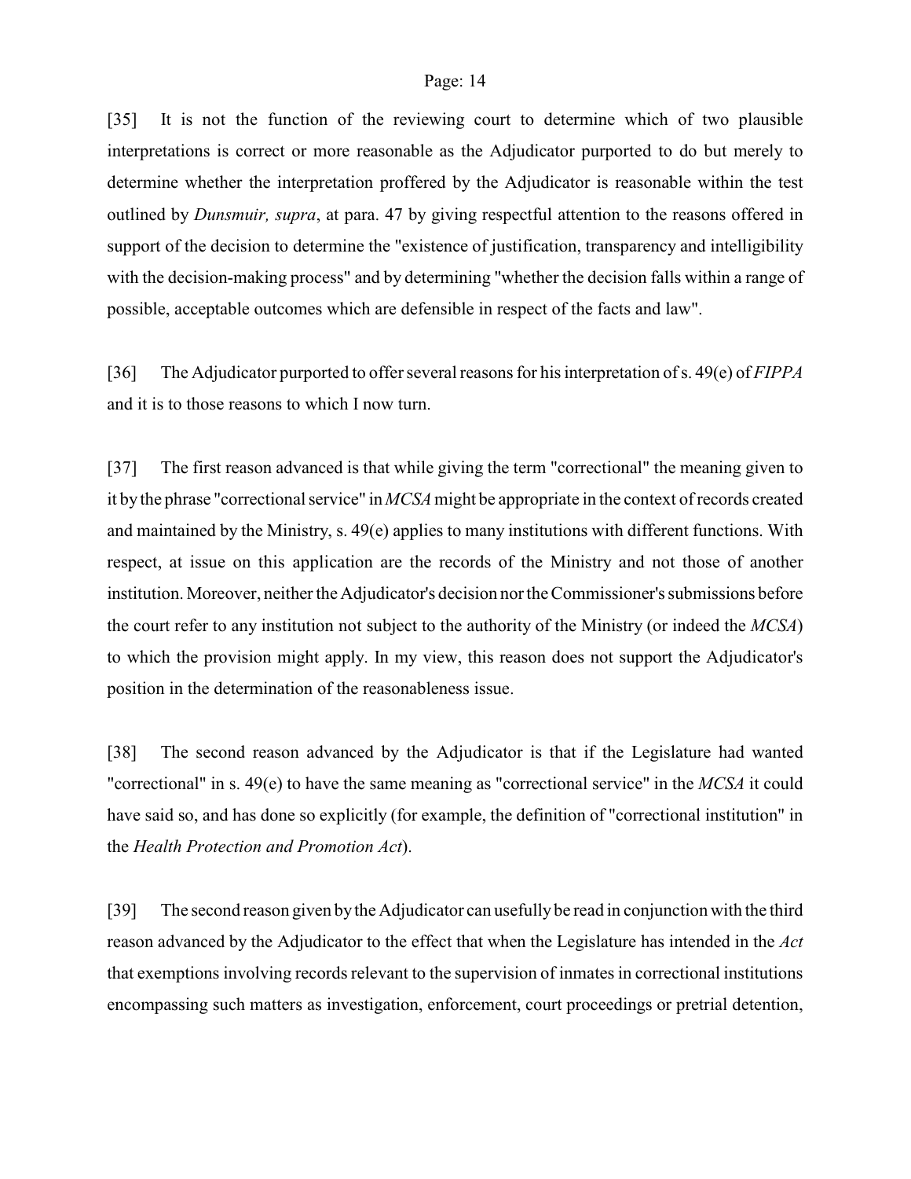[35] It is not the function of the reviewing court to determine which of two plausible interpretations is correct or more reasonable as the Adjudicator purported to do but merely to determine whether the interpretation proffered by the Adjudicator is reasonable within the test outlined by *Dunsmuir, supra*, at para. 47 by giving respectful attention to the reasons offered in support of the decision to determine the "existence of justification, transparency and intelligibility with the decision-making process" and by determining "whether the decision falls within a range of possible, acceptable outcomes which are defensible in respect of the facts and law".

[36] The Adjudicator purported to offer several reasons for his interpretation of s. 49(e) of *FIPPA* and it is to those reasons to which I now turn.

[37] The first reason advanced is that while giving the term "correctional" the meaning given to it by the phrase "correctional service" in *MCSA* might be appropriate in the context of records created and maintained by the Ministry, s. 49(e) applies to many institutions with different functions. With respect, at issue on this application are the records of the Ministry and not those of another institution. Moreover, neither the Adjudicator's decision nor the Commissioner's submissions before the court refer to any institution not subject to the authority of the Ministry (or indeed the *MCSA*) to which the provision might apply. In my view, this reason does not support the Adjudicator's position in the determination of the reasonableness issue.

[38] The second reason advanced by the Adjudicator is that if the Legislature had wanted "correctional" in s. 49(e) to have the same meaning as "correctional service" in the *MCSA* it could have said so, and has done so explicitly (for example, the definition of "correctional institution" in the *Health Protection and Promotion Act*).

[39] The second reason given by the Adjudicator can usefully be read in conjunction with the third reason advanced by the Adjudicator to the effect that when the Legislature has intended in the *Act* that exemptions involving records relevant to the supervision of inmates in correctional institutions encompassing such matters as investigation, enforcement, court proceedings or pretrial detention,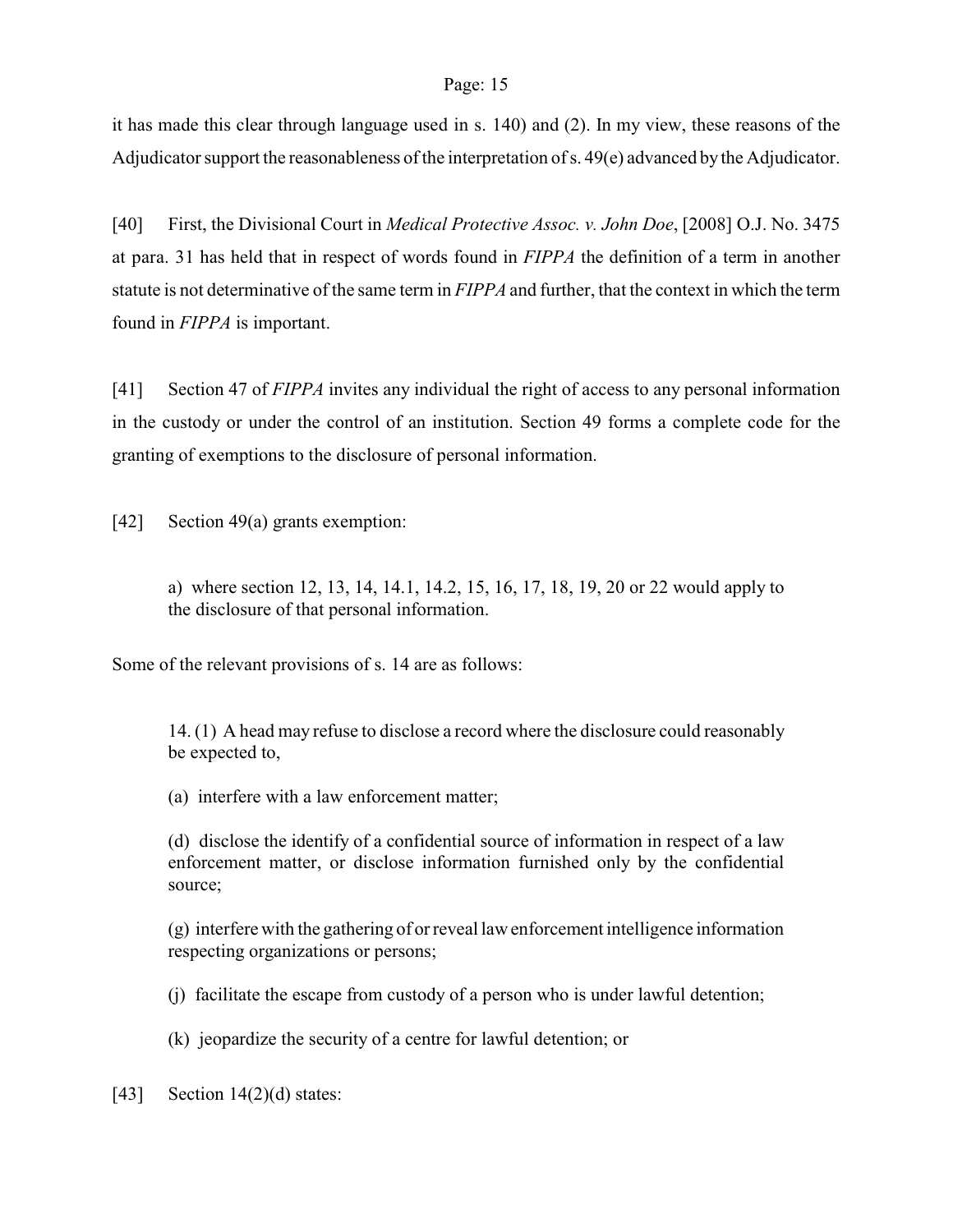it has made this clear through language used in s. 140) and (2). In my view, these reasons of the Adjudicator support the reasonableness of the interpretation of s. 49(e) advanced by the Adjudicator.

[40] First, the Divisional Court in *Medical Protective Assoc. v. John Doe*, [2008] O.J. No. 3475 at para. 31 has held that in respect of words found in *FIPPA* the definition of a term in another statute is not determinative of the same term in *FIPPA* and further, that the context in which the term found in *FIPPA* is important.

[41] Section 47 of *FIPPA* invites any individual the right of access to any personal information in the custody or under the control of an institution. Section 49 forms a complete code for the granting of exemptions to the disclosure of personal information.

[42] Section 49(a) grants exemption:

> a) where section 12, 13, 14, 14.1, 14.2, 15, 16, 17, 18, 19, 20 or 22 would apply to the disclosure of that personal information.

Some of the relevant provisions of s. 14 are as follows:

> 14. (1) A head may refuse to disclose a record where the disclosure could reasonably be expected to,
>
> (a) interfere with a law enforcement matter;
>
> (d) disclose the identify of a confidential source of information in respect of a law enforcement matter, or disclose information furnished only by the confidential source;
>
> (g) interfere with the gathering of or reveal law enforcement intelligence information respecting organizations or persons;
>
> (j) facilitate the escape from custody of a person who is under lawful detention;
>
> (k) jeopardize the security of a centre for lawful detention; or

[43] Section 14(2)(d) states: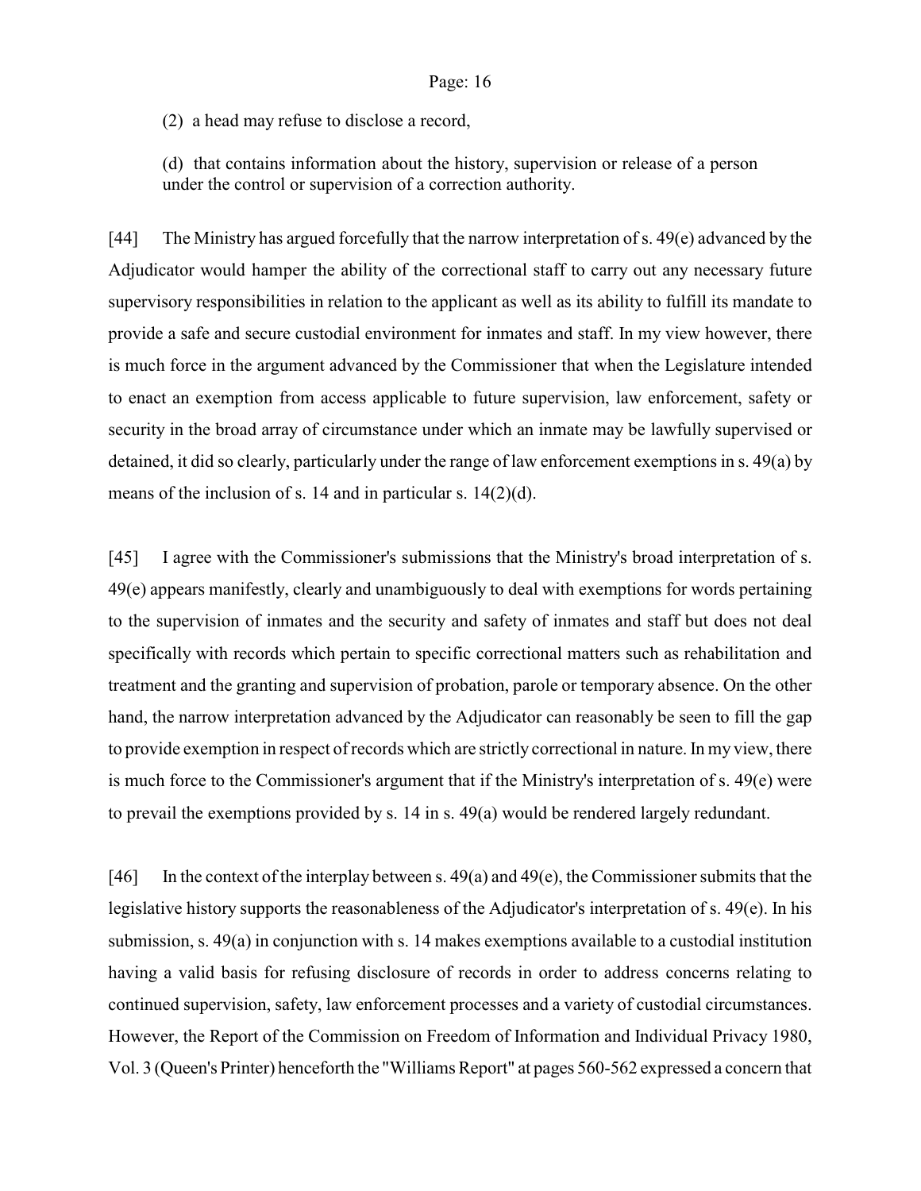(2) a head may refuse to disclose a record,

(d) that contains information about the history, supervision or release of a person under the control or supervision of a correction authority.

[44] The Ministry has argued forcefully that the narrow interpretation of s. 49(e) advanced by the Adjudicator would hamper the ability of the correctional staff to carry out any necessary future supervisory responsibilities in relation to the applicant as well as its ability to fulfill its mandate to provide a safe and secure custodial environment for inmates and staff. In my view however, there is much force in the argument advanced by the Commissioner that when the Legislature intended to enact an exemption from access applicable to future supervision, law enforcement, safety or security in the broad array of circumstance under which an inmate may be lawfully supervised or detained, it did so clearly, particularly under the range of law enforcement exemptions in s. 49(a) by means of the inclusion of s. 14 and in particular s. 14(2)(d).

[45] I agree with the Commissioner's submissions that the Ministry's broad interpretation of s. 49(e) appears manifestly, clearly and unambiguously to deal with exemptions for words pertaining to the supervision of inmates and the security and safety of inmates and staff but does not deal specifically with records which pertain to specific correctional matters such as rehabilitation and treatment and the granting and supervision of probation, parole or temporary absence. On the other hand, the narrow interpretation advanced by the Adjudicator can reasonably be seen to fill the gap to provide exemption in respect of records which are strictly correctional in nature. In my view, there is much force to the Commissioner's argument that if the Ministry's interpretation of s. 49(e) were to prevail the exemptions provided by s. 14 in s. 49(a) would be rendered largely redundant.

[46] In the context of the interplay between s. 49(a) and 49(e), the Commissioner submits that the legislative history supports the reasonableness of the Adjudicator's interpretation of s. 49(e). In his submission, s. 49(a) in conjunction with s. 14 makes exemptions available to a custodial institution having a valid basis for refusing disclosure of records in order to address concerns relating to continued supervision, safety, law enforcement processes and a variety of custodial circumstances. However, the Report of the Commission on Freedom of Information and Individual Privacy 1980, Vol. 3 (Queen's Printer) henceforth the "Williams Report" at pages 560-562 expressed a concern that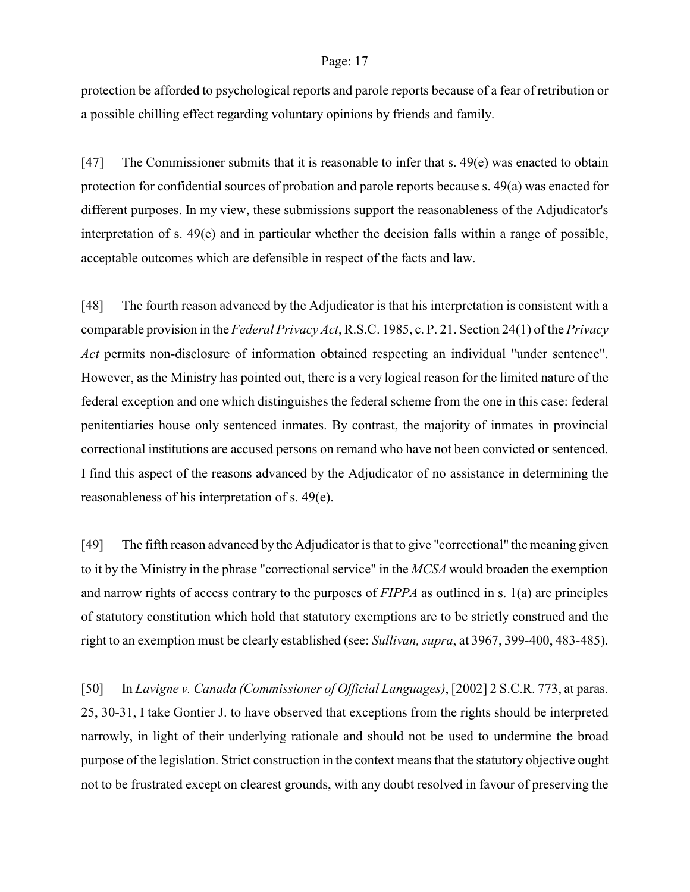protection be afforded to psychological reports and parole reports because of a fear of retribution or a possible chilling effect regarding voluntary opinions by friends and family.

[47] The Commissioner submits that it is reasonable to infer that s. 49(e) was enacted to obtain protection for confidential sources of probation and parole reports because s. 49(a) was enacted for different purposes. In my view, these submissions support the reasonableness of the Adjudicator's interpretation of s. 49(e) and in particular whether the decision falls within a range of possible, acceptable outcomes which are defensible in respect of the facts and law.

[48] The fourth reason advanced by the Adjudicator is that his interpretation is consistent with a comparable provision in the *Federal Privacy Act*, R.S.C. 1985, c. P. 21. Section 24(1) of the *Privacy Act* permits non-disclosure of information obtained respecting an individual "under sentence". However, as the Ministry has pointed out, there is a very logical reason for the limited nature of the federal exception and one which distinguishes the federal scheme from the one in this case: federal penitentiaries house only sentenced inmates. By contrast, the majority of inmates in provincial correctional institutions are accused persons on remand who have not been convicted or sentenced. I find this aspect of the reasons advanced by the Adjudicator of no assistance in determining the reasonableness of his interpretation of s. 49(e).

[49] The fifth reason advanced by the Adjudicator is that to give "correctional" the meaning given to it by the Ministry in the phrase "correctional service" in the *MCSA* would broaden the exemption and narrow rights of access contrary to the purposes of *FIPPA* as outlined in s. 1(a) are principles of statutory constitution which hold that statutory exemptions are to be strictly construed and the right to an exemption must be clearly established (see: *Sullivan, supra*, at 3967, 399-400, 483-485).

[50] In *Lavigne v. Canada (Commissioner of Official Languages)*, [2002] 2 S.C.R. 773, at paras. 25, 30-31, I take Gontier J. to have observed that exceptions from the rights should be interpreted narrowly, in light of their underlying rationale and should not be used to undermine the broad purpose of the legislation. Strict construction in the context means that the statutory objective ought not to be frustrated except on clearest grounds, with any doubt resolved in favour of preserving the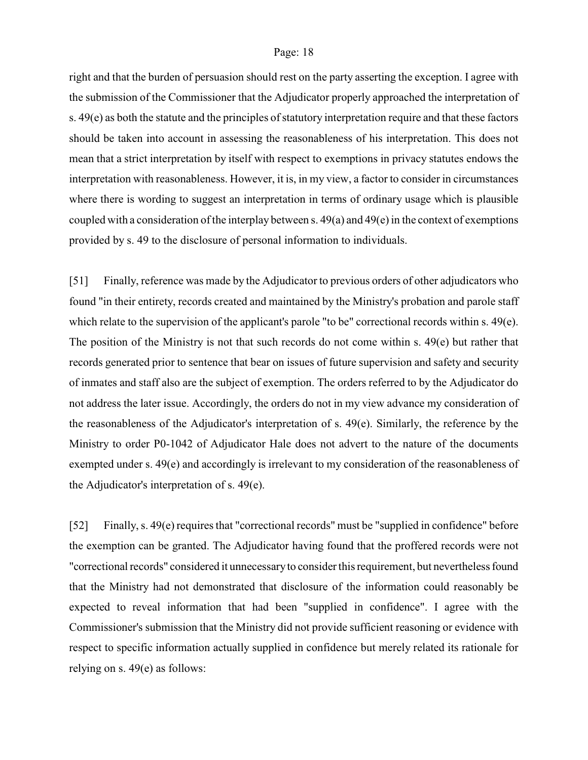right and that the burden of persuasion should rest on the party asserting the exception. I agree with the submission of the Commissioner that the Adjudicator properly approached the interpretation of s. 49(e) as both the statute and the principles of statutory interpretation require and that these factors should be taken into account in assessing the reasonableness of his interpretation. This does not mean that a strict interpretation by itself with respect to exemptions in privacy statutes endows the interpretation with reasonableness. However, it is, in my view, a factor to consider in circumstances where there is wording to suggest an interpretation in terms of ordinary usage which is plausible coupled with a consideration of the interplay between s. 49(a) and 49(e) in the context of exemptions provided by s. 49 to the disclosure of personal information to individuals.

[51] Finally, reference was made by the Adjudicator to previous orders of other adjudicators who found "in their entirety, records created and maintained by the Ministry's probation and parole staff which relate to the supervision of the applicant's parole "to be" correctional records within s. 49(e). The position of the Ministry is not that such records do not come within s. 49(e) but rather that records generated prior to sentence that bear on issues of future supervision and safety and security of inmates and staff also are the subject of exemption. The orders referred to by the Adjudicator do not address the later issue. Accordingly, the orders do not in my view advance my consideration of the reasonableness of the Adjudicator's interpretation of s. 49(e). Similarly, the reference by the Ministry to order P0-1042 of Adjudicator Hale does not advert to the nature of the documents exempted under s. 49(e) and accordingly is irrelevant to my consideration of the reasonableness of the Adjudicator's interpretation of s. 49(e).

[52] Finally, s. 49(e) requires that "correctional records" must be "supplied in confidence" before the exemption can be granted. The Adjudicator having found that the proffered records were not "correctional records" considered it unnecessary to consider this requirement, but nevertheless found that the Ministry had not demonstrated that disclosure of the information could reasonably be expected to reveal information that had been "supplied in confidence". I agree with the Commissioner's submission that the Ministry did not provide sufficient reasoning or evidence with respect to specific information actually supplied in confidence but merely related its rationale for relying on s. 49(e) as follows: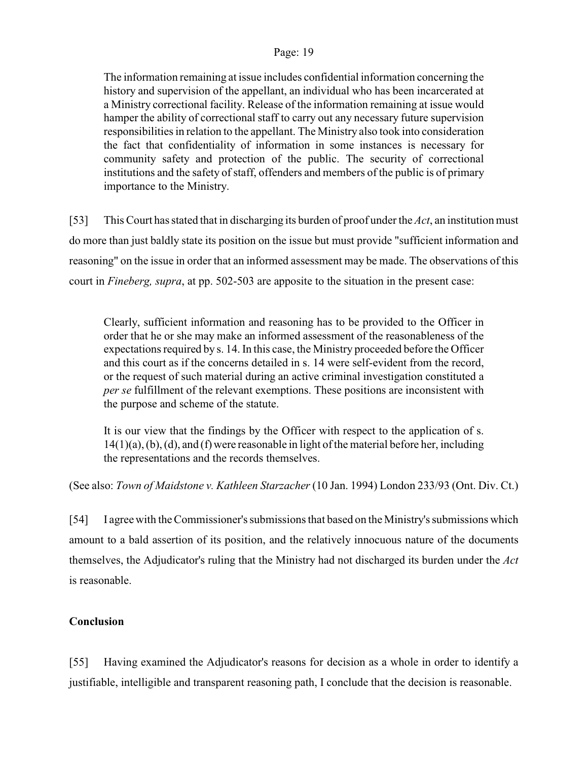> The information remaining at issue includes confidential information concerning the history and supervision of the appellant, an individual who has been incarcerated at a Ministry correctional facility. Release of the information remaining at issue would hamper the ability of correctional staff to carry out any necessary future supervision responsibilities in relation to the appellant. The Ministry also took into consideration the fact that confidentiality of information in some instances is necessary for community safety and protection of the public. The security of correctional institutions and the safety of staff, offenders and members of the public is of primary importance to the Ministry.

[53] This Court has stated that in discharging its burden of proof under the *Act*, an institution must do more than just baldly state its position on the issue but must provide "sufficient information and reasoning" on the issue in order that an informed assessment may be made. The observations of this court in *Fineberg, supra*, at pp. 502-503 are apposite to the situation in the present case:

> Clearly, sufficient information and reasoning has to be provided to the Officer in order that he or she may make an informed assessment of the reasonableness of the expectations required by s. 14. In this case, the Ministry proceeded before the Officer and this court as if the concerns detailed in s. 14 were self-evident from the record, or the request of such material during an active criminal investigation constituted a *per se* fulfillment of the relevant exemptions. These positions are inconsistent with the purpose and scheme of the statute.
>
> It is our view that the findings by the Officer with respect to the application of s. 14(1)(a), (b), (d), and (f) were reasonable in light of the material before her, including the representations and the records themselves.

(See also: *Town of Maidstone v. Kathleen Starzacher* (10 Jan. 1994) London 233/93 (Ont. Div. Ct.)

[54] I agree with the Commissioner's submissions that based on the Ministry's submissions which amount to a bald assertion of its position, and the relatively innocuous nature of the documents themselves, the Adjudicator's ruling that the Ministry had not discharged its burden under the *Act* is reasonable.

**Conclusion**

[55] Having examined the Adjudicator's reasons for decision as a whole in order to identify a justifiable, intelligible and transparent reasoning path, I conclude that the decision is reasonable.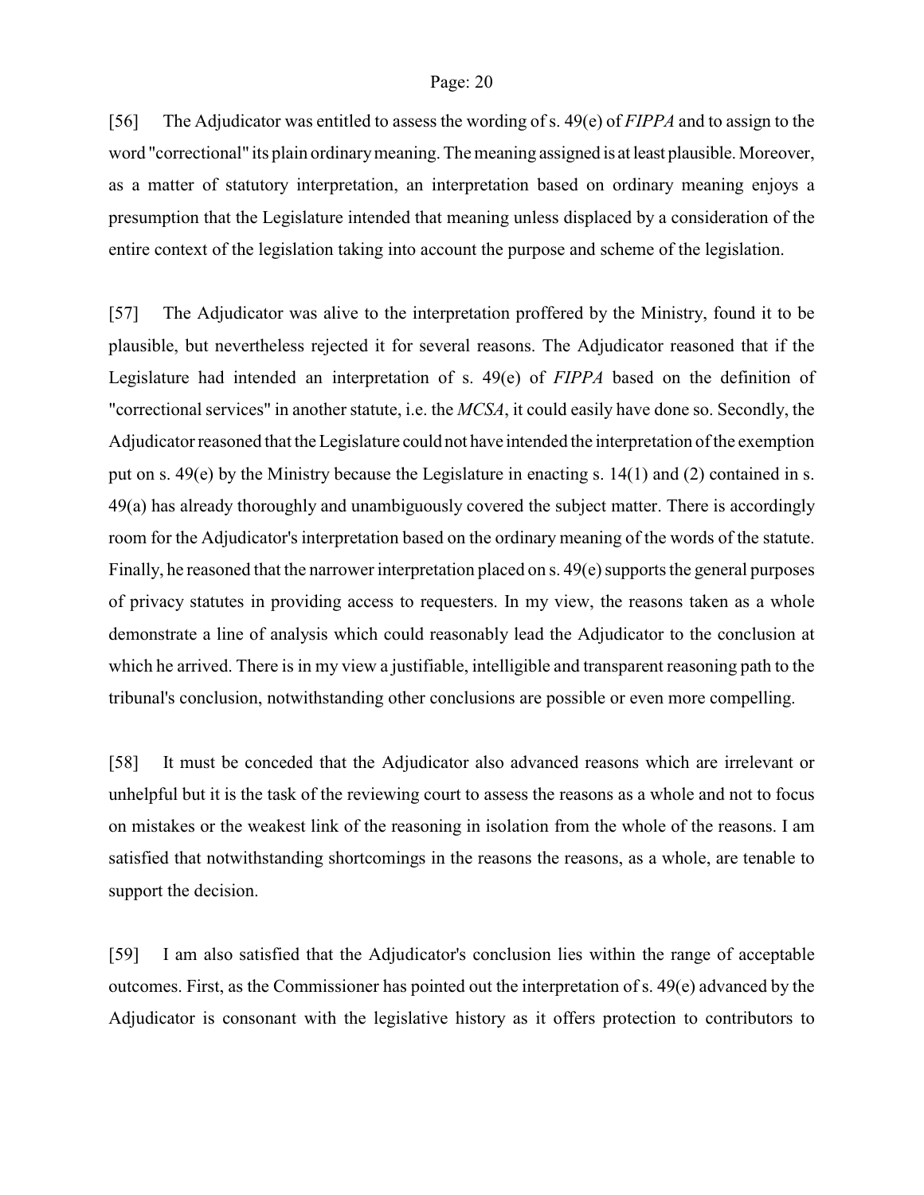[56] The Adjudicator was entitled to assess the wording of s. 49(e) of *FIPPA* and to assign to the word "correctional" its plain ordinary meaning. The meaning assigned is at least plausible. Moreover, as a matter of statutory interpretation, an interpretation based on ordinary meaning enjoys a presumption that the Legislature intended that meaning unless displaced by a consideration of the entire context of the legislation taking into account the purpose and scheme of the legislation.

[57] The Adjudicator was alive to the interpretation proffered by the Ministry, found it to be plausible, but nevertheless rejected it for several reasons. The Adjudicator reasoned that if the Legislature had intended an interpretation of s. 49(e) of *FIPPA* based on the definition of "correctional services" in another statute, i.e. the *MCSA*, it could easily have done so. Secondly, the Adjudicator reasoned that the Legislature could not have intended the interpretation of the exemption put on s. 49(e) by the Ministry because the Legislature in enacting s. 14(1) and (2) contained in s. 49(a) has already thoroughly and unambiguously covered the subject matter. There is accordingly room for the Adjudicator's interpretation based on the ordinary meaning of the words of the statute. Finally, he reasoned that the narrower interpretation placed on s. 49(e) supports the general purposes of privacy statutes in providing access to requesters. In my view, the reasons taken as a whole demonstrate a line of analysis which could reasonably lead the Adjudicator to the conclusion at which he arrived. There is in my view a justifiable, intelligible and transparent reasoning path to the tribunal's conclusion, notwithstanding other conclusions are possible or even more compelling.

[58] It must be conceded that the Adjudicator also advanced reasons which are irrelevant or unhelpful but it is the task of the reviewing court to assess the reasons as a whole and not to focus on mistakes or the weakest link of the reasoning in isolation from the whole of the reasons. I am satisfied that notwithstanding shortcomings in the reasons the reasons, as a whole, are tenable to support the decision.

[59] I am also satisfied that the Adjudicator's conclusion lies within the range of acceptable outcomes. First, as the Commissioner has pointed out the interpretation of s. 49(e) advanced by the Adjudicator is consonant with the legislative history as it offers protection to contributors to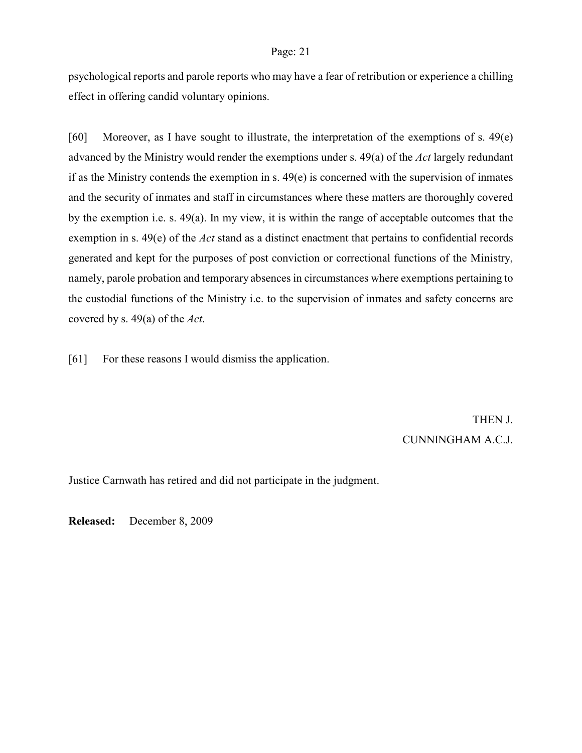psychological reports and parole reports who may have a fear of retribution or experience a chilling effect in offering candid voluntary opinions.

[60] Moreover, as I have sought to illustrate, the interpretation of the exemptions of s. 49(e) advanced by the Ministry would render the exemptions under s. 49(a) of the *Act* largely redundant if as the Ministry contends the exemption in s. 49(e) is concerned with the supervision of inmates and the security of inmates and staff in circumstances where these matters are thoroughly covered by the exemption i.e. s. 49(a). In my view, it is within the range of acceptable outcomes that the exemption in s. 49(e) of the *Act* stand as a distinct enactment that pertains to confidential records generated and kept for the purposes of post conviction or correctional functions of the Ministry, namely, parole probation and temporary absences in circumstances where exemptions pertaining to the custodial functions of the Ministry i.e. to the supervision of inmates and safety concerns are covered by s. 49(a) of the *Act*.

[61] For these reasons I would dismiss the application.

THEN J.

CUNNINGHAM A.C.J.

Justice Carnwath has retired and did not participate in the judgment.

**Released:** December 8, 2009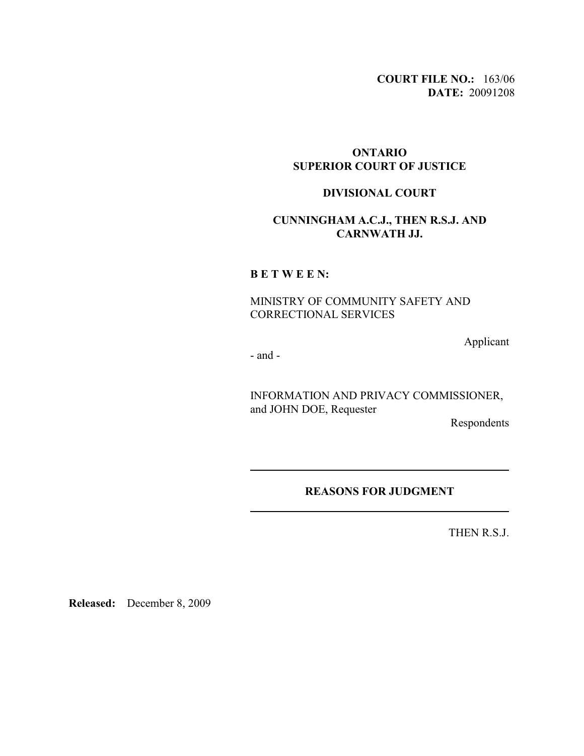**COURT FILE NO.:** 163/06
**DATE:** 20091208

**ONTARIO**
**SUPERIOR COURT OF JUSTICE**

**DIVISIONAL COURT**

**CUNNINGHAM A.C.J., THEN R.S.J. AND CARNWATH JJ.**

**B E T W E E N:**

MINISTRY OF COMMUNITY SAFETY AND CORRECTIONAL SERVICES

Applicant

- and -

INFORMATION AND PRIVACY COMMISSIONER, and JOHN DOE, Requester

Respondents

---

**REASONS FOR JUDGMENT**

---

THEN R.S.J.

**Released:** December 8, 2009